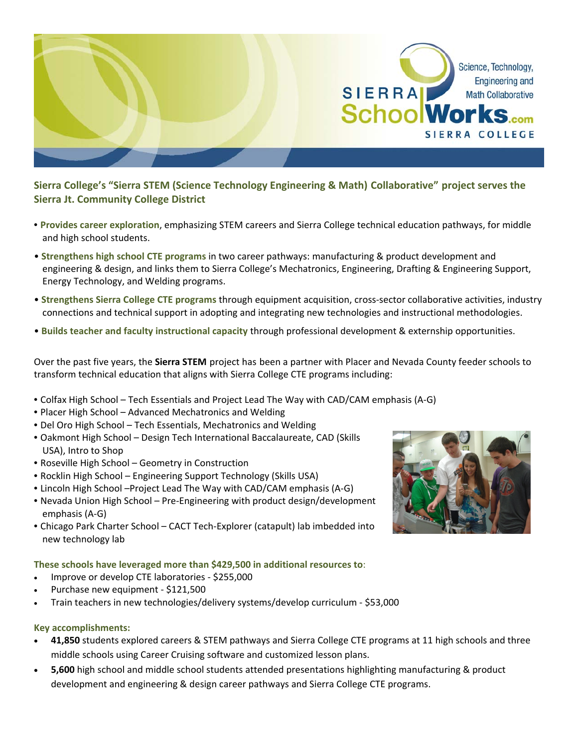Science, Technology, Engineering and Math Collaborative

SIERRA SchoolWorks.com

SIERRA COLLEGE

## Sierra College's "Sierra STEM (Science Technology Engineering & Math) Collaborative" project serves the Sierra Jt. Community College District

- **Provides career exploration**, emphasizing STEM careers and Sierra College technical education pathways, for middle and high school students.
- **Strengthens high school CTE programs** in two career pathways: manufacturing & product development and engineering & design, and links them to Sierra College's Mechatronics, Engineering, Drafting & Engineering Support, Energy Technology, and Welding programs.
- **Strengthens Sierra College CTE programs** through equipment acquisition, cross-sector collaborative activities, industry connections and technical support in adopting and integrating new technologies and instructional methodologies.
- **Builds teacher and faculty instructional capacity** through professional development & externship opportunities.

Over the past five years, the **Sierra STEM** project has been a partner with Placer and Nevada County feeder schools to transform technical education that aligns with Sierra College CTE programs including:

- Colfax High School – Tech Essentials and Project Lead The Way with CAD/CAM emphasis (A-G)
- Placer High School – Advanced Mechatronics and Welding
- Del Oro High School – Tech Essentials, Mechatronics and Welding
- Oakmont High School – Design Tech International Baccalaureate, CAD (Skills USA), Intro to Shop
- Roseville High School – Geometry in Construction
- Rocklin High School – Engineering Support Technology (Skills USA)
- Lincoln High School –Project Lead The Way with CAD/CAM emphasis (A-G)
- Nevada Union High School – Pre-Engineering with product design/development emphasis (A-G)
- Chicago Park Charter School – CACT Tech-Explorer (catapult) lab imbedded into new technology lab

**These schools have leveraged more than $429,500 in additional resources to**:

- Improve or develop CTE laboratories - $255,000
- Purchase new equipment - $121,500
- Train teachers in new technologies/delivery systems/develop curriculum - $53,000

**Key accomplishments:**

- **41,850** students explored careers & STEM pathways and Sierra College CTE programs at 11 high schools and three middle schools using Career Cruising software and customized lesson plans.
- **5,600** high school and middle school students attended presentations highlighting manufacturing & product development and engineering & design career pathways and Sierra College CTE programs.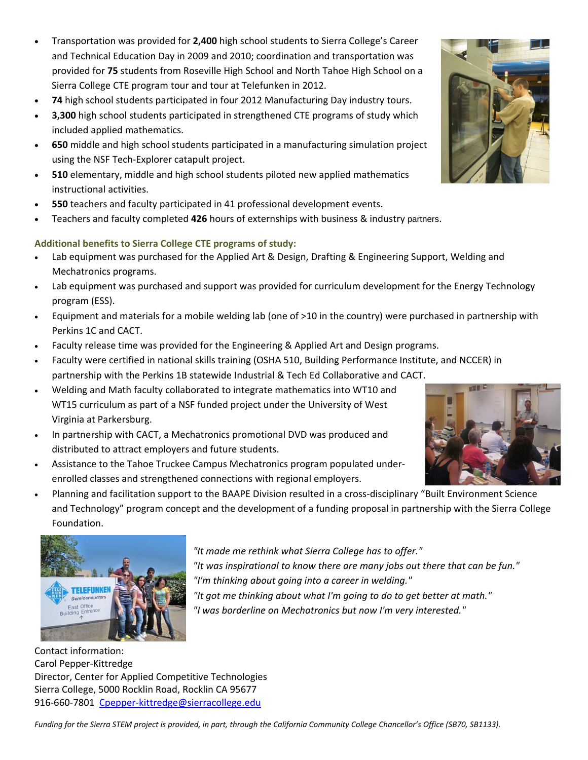- Transportation was provided for **2,400** high school students to Sierra College's Career and Technical Education Day in 2009 and 2010; coordination and transportation was provided for **75** students from Roseville High School and North Tahoe High School on a Sierra College CTE program tour and tour at Telefunken in 2012.
- **74** high school students participated in four 2012 Manufacturing Day industry tours.
- **3,300** high school students participated in strengthened CTE programs of study which included applied mathematics.
- **650** middle and high school students participated in a manufacturing simulation project using the NSF Tech-Explorer catapult project.
- **510** elementary, middle and high school students piloted new applied mathematics instructional activities.
- **550** teachers and faculty participated in 41 professional development events.
- Teachers and faculty completed **426** hours of externships with business & industry partners.

**Additional benefits to Sierra College CTE programs of study:**

- Lab equipment was purchased for the Applied Art & Design, Drafting & Engineering Support, Welding and Mechatronics programs.
- Lab equipment was purchased and support was provided for curriculum development for the Energy Technology program (ESS).
- Equipment and materials for a mobile welding lab (one of >10 in the country) were purchased in partnership with Perkins 1C and CACT.
- Faculty release time was provided for the Engineering & Applied Art and Design programs.
- Faculty were certified in national skills training (OSHA 510, Building Performance Institute, and NCCER) in partnership with the Perkins 1B statewide Industrial & Tech Ed Collaborative and CACT.
- Welding and Math faculty collaborated to integrate mathematics into WT10 and WT15 curriculum as part of a NSF funded project under the University of West Virginia at Parkersburg.
- In partnership with CACT, a Mechatronics promotional DVD was produced and distributed to attract employers and future students.
- Assistance to the Tahoe Truckee Campus Mechatronics program populated under-enrolled classes and strengthened connections with regional employers.
- Planning and facilitation support to the BAAPE Division resulted in a cross-disciplinary "Built Environment Science and Technology" program concept and the development of a funding proposal in partnership with the Sierra College Foundation.

*"It made me rethink what Sierra College has to offer."*
*"It was inspirational to know there are many jobs out there that can be fun."*
*"I'm thinking about going into a career in welding."*
*"It got me thinking about what I'm going to do to get better at math."*
*"I was borderline on Mechatronics but now I'm very interested."*

Contact information:
Carol Pepper-Kittredge
Director, Center for Applied Competitive Technologies
Sierra College, 5000 Rocklin Road, Rocklin CA 95677
916-660-7801 [Cpepper-kittredge@sierracollege.edu](mailto:Cpepper-kittredge@sierracollege.edu)

*Funding for the Sierra STEM project is provided, in part, through the California Community College Chancellor's Office (SB70, SB1133).*